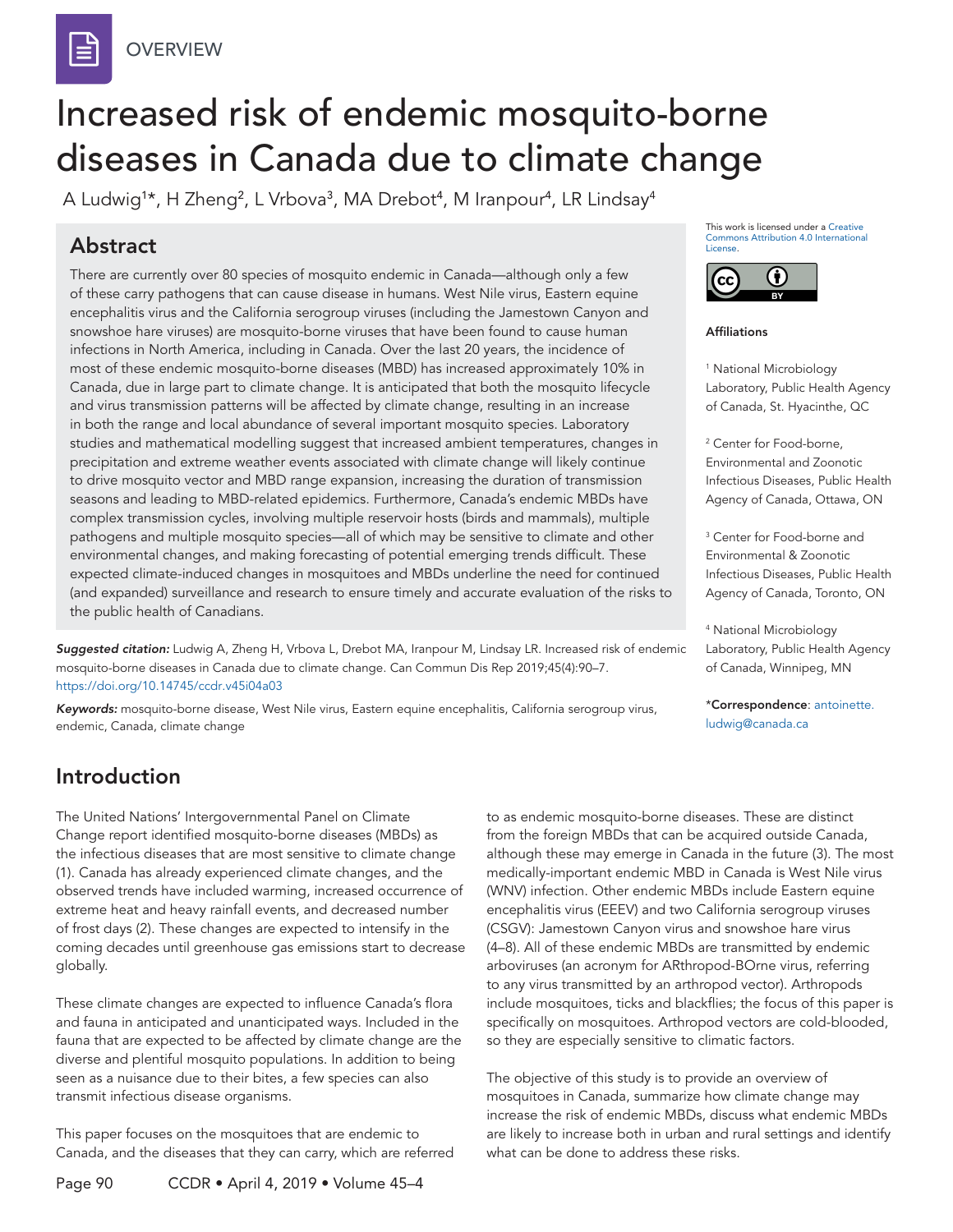OVERVIEW

# Increased risk of endemic mosquito-borne diseases in Canada due to climate change

A Ludwig[1]*, H Zheng[2], L Vrbova[3], MA Drebot[4], M Iranpour[4], LR Lindsay[4]

## Abstract

There are currently over 80 species of mosquito endemic in Canada—although only a few of these carry pathogens that can cause disease in humans. West Nile virus, Eastern equine encephalitis virus and the California serogroup viruses (including the Jamestown Canyon and snowshoe hare viruses) are mosquito-borne viruses that have been found to cause human infections in North America, including in Canada. Over the last 20 years, the incidence of most of these endemic mosquito-borne diseases (MBD) has increased approximately 10% in Canada, due in large part to climate change. It is anticipated that both the mosquito lifecycle and virus transmission patterns will be affected by climate change, resulting in an increase in both the range and local abundance of several important mosquito species. Laboratory studies and mathematical modelling suggest that increased ambient temperatures, changes in precipitation and extreme weather events associated with climate change will likely continue to drive mosquito vector and MBD range expansion, increasing the duration of transmission seasons and leading to MBD-related epidemics. Furthermore, Canada's endemic MBDs have complex transmission cycles, involving multiple reservoir hosts (birds and mammals), multiple pathogens and multiple mosquito species—all of which may be sensitive to climate and other environmental changes, and making forecasting of potential emerging trends difficult. These expected climate-induced changes in mosquitoes and MBDs underline the need for continued (and expanded) surveillance and research to ensure timely and accurate evaluation of the risks to the public health of Canadians.

***Suggested citation:*** Ludwig A, Zheng H, Vrbova L, Drebot MA, Iranpour M, Lindsay LR. Increased risk of endemic mosquito-borne diseases in Canada due to climate change. Can Commun Dis Rep 2019;45(4):90–7. https://doi.org/10.14745/ccdr.v45i04a03

***Keywords:*** mosquito-borne disease, West Nile virus, Eastern equine encephalitis, California serogroup virus, endemic, Canada, climate change

This work is licensed under a Creative Commons Attribution 4.0 International License.

**Affiliations**

[1] National Microbiology Laboratory, Public Health Agency of Canada, St. Hyacinthe, QC

[2] Center for Food-borne, Environmental and Zoonotic Infectious Diseases, Public Health Agency of Canada, Ottawa, ON

[3] Center for Food-borne and Environmental & Zoonotic Infectious Diseases, Public Health Agency of Canada, Toronto, ON

[4] National Microbiology Laboratory, Public Health Agency of Canada, Winnipeg, MN

***Correspondence**: antoinette.ludwig@canada.ca

## Introduction

The United Nations' Intergovernmental Panel on Climate Change report identified mosquito-borne diseases (MBDs) as the infectious diseases that are most sensitive to climate change (1). Canada has already experienced climate changes, and the observed trends have included warming, increased occurrence of extreme heat and heavy rainfall events, and decreased number of frost days (2). These changes are expected to intensify in the coming decades until greenhouse gas emissions start to decrease globally.

These climate changes are expected to influence Canada's flora and fauna in anticipated and unanticipated ways. Included in the fauna that are expected to be affected by climate change are the diverse and plentiful mosquito populations. In addition to being seen as a nuisance due to their bites, a few species can also transmit infectious disease organisms.

This paper focuses on the mosquitoes that are endemic to Canada, and the diseases that they can carry, which are referred to as endemic mosquito-borne diseases. These are distinct from the foreign MBDs that can be acquired outside Canada, although these may emerge in Canada in the future (3). The most medically-important endemic MBD in Canada is West Nile virus (WNV) infection. Other endemic MBDs include Eastern equine encephalitis virus (EEEV) and two California serogroup viruses (CSGV): Jamestown Canyon virus and snowshoe hare virus (4–8). All of these endemic MBDs are transmitted by endemic arboviruses (an acronym for ARthropod-BOrne virus, referring to any virus transmitted by an arthropod vector). Arthropods include mosquitoes, ticks and blackflies; the focus of this paper is specifically on mosquitoes. Arthropod vectors are cold-blooded, so they are especially sensitive to climatic factors.

The objective of this study is to provide an overview of mosquitoes in Canada, summarize how climate change may increase the risk of endemic MBDs, discuss what endemic MBDs are likely to increase both in urban and rural settings and identify what can be done to address these risks.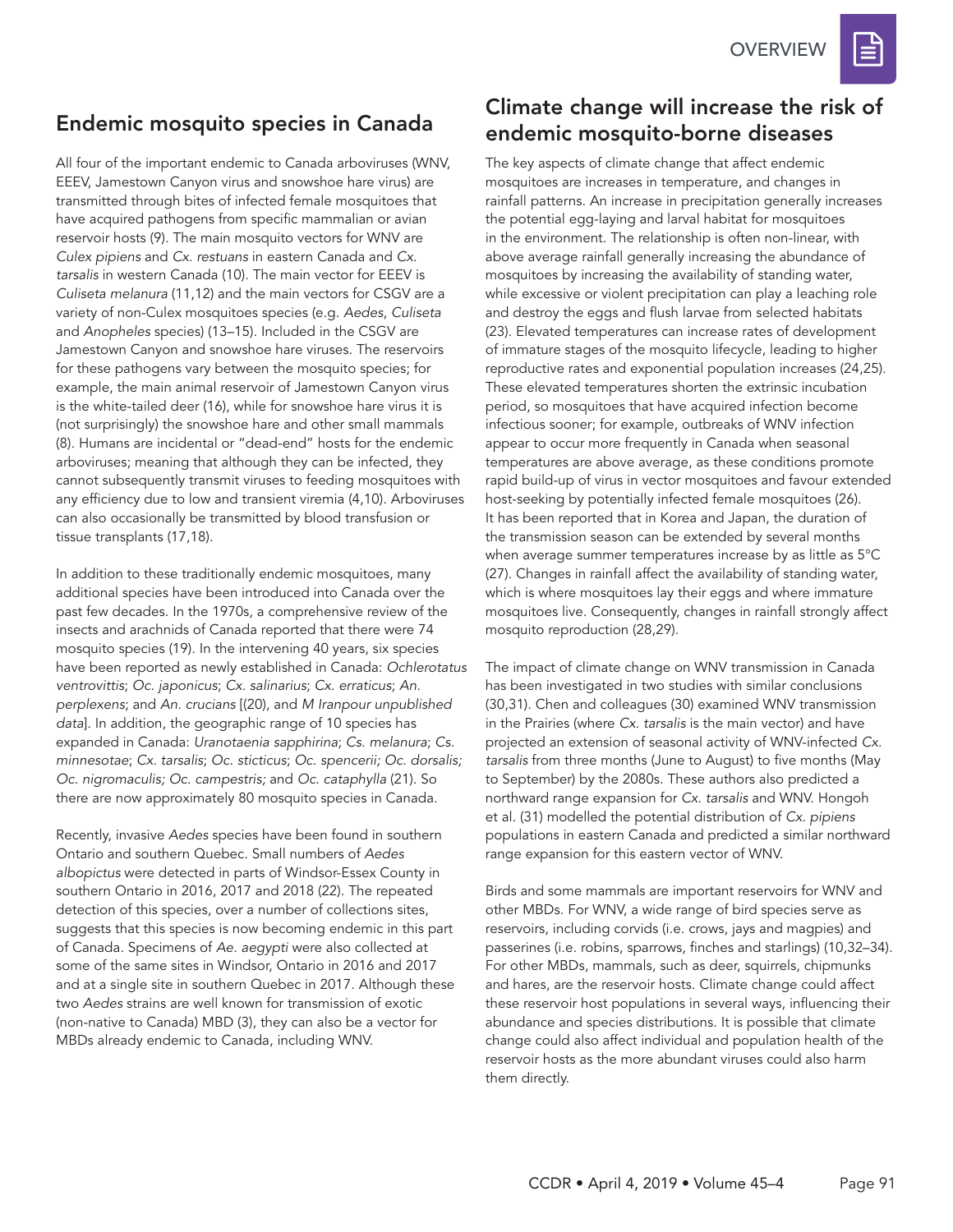## Endemic mosquito species in Canada

All four of the important endemic to Canada arboviruses (WNV, EEEV, Jamestown Canyon virus and snowshoe hare virus) are transmitted through bites of infected female mosquitoes that have acquired pathogens from specific mammalian or avian reservoir hosts (9). The main mosquito vectors for WNV are *Culex pipiens* and *Cx. restuans* in eastern Canada and *Cx. tarsalis* in western Canada (10). The main vector for EEEV is *Culiseta melanura* (11,12) and the main vectors for CSGV are a variety of non-Culex mosquitoes species (e.g. *Aedes*, *Culiseta* and *Anopheles* species) (13–15). Included in the CSGV are Jamestown Canyon and snowshoe hare viruses. The reservoirs for these pathogens vary between the mosquito species; for example, the main animal reservoir of Jamestown Canyon virus is the white-tailed deer (16), while for snowshoe hare virus it is (not surprisingly) the snowshoe hare and other small mammals (8). Humans are incidental or "dead-end" hosts for the endemic arboviruses; meaning that although they can be infected, they cannot subsequently transmit viruses to feeding mosquitoes with any efficiency due to low and transient viremia (4,10). Arboviruses can also occasionally be transmitted by blood transfusion or tissue transplants (17,18).

In addition to these traditionally endemic mosquitoes, many additional species have been introduced into Canada over the past few decades. In the 1970s, a comprehensive review of the insects and arachnids of Canada reported that there were 74 mosquito species (19). In the intervening 40 years, six species have been reported as newly established in Canada: *Ochlerotatus ventrovittis*; *Oc. japonicus*; *Cx. salinarius*; *Cx. erraticus*; *An. perplexens*; and *An. crucians* [(20), and *M Iranpour unpublished data*]. In addition, the geographic range of 10 species has expanded in Canada: *Uranotaenia sapphirina*; *Cs. melanura*; *Cs. minnesotae*; *Cx. tarsalis*; *Oc. sticticus*; *Oc. spencerii; Oc. dorsalis; Oc. nigromaculis; Oc. campestris;* and *Oc. cataphylla* (21). So there are now approximately 80 mosquito species in Canada.

Recently, invasive *Aedes* species have been found in southern Ontario and southern Quebec. Small numbers of *Aedes albopictus* were detected in parts of Windsor-Essex County in southern Ontario in 2016, 2017 and 2018 (22). The repeated detection of this species, over a number of collections sites, suggests that this species is now becoming endemic in this part of Canada. Specimens of *Ae. aegypti* were also collected at some of the same sites in Windsor, Ontario in 2016 and 2017 and at a single site in southern Quebec in 2017. Although these two *Aedes* strains are well known for transmission of exotic (non-native to Canada) MBD (3), they can also be a vector for MBDs already endemic to Canada, including WNV.

## Climate change will increase the risk of endemic mosquito-borne diseases

The key aspects of climate change that affect endemic mosquitoes are increases in temperature, and changes in rainfall patterns. An increase in precipitation generally increases the potential egg-laying and larval habitat for mosquitoes in the environment. The relationship is often non-linear, with above average rainfall generally increasing the abundance of mosquitoes by increasing the availability of standing water, while excessive or violent precipitation can play a leaching role and destroy the eggs and flush larvae from selected habitats (23). Elevated temperatures can increase rates of development of immature stages of the mosquito lifecycle, leading to higher reproductive rates and exponential population increases (24,25). These elevated temperatures shorten the extrinsic incubation period, so mosquitoes that have acquired infection become infectious sooner; for example, outbreaks of WNV infection appear to occur more frequently in Canada when seasonal temperatures are above average, as these conditions promote rapid build-up of virus in vector mosquitoes and favour extended host-seeking by potentially infected female mosquitoes (26). It has been reported that in Korea and Japan, the duration of the transmission season can be extended by several months when average summer temperatures increase by as little as 5°C (27). Changes in rainfall affect the availability of standing water, which is where mosquitoes lay their eggs and where immature mosquitoes live. Consequently, changes in rainfall strongly affect mosquito reproduction (28,29).

The impact of climate change on WNV transmission in Canada has been investigated in two studies with similar conclusions (30,31). Chen and colleagues (30) examined WNV transmission in the Prairies (where *Cx. tarsalis* is the main vector) and have projected an extension of seasonal activity of WNV-infected *Cx. tarsalis* from three months (June to August) to five months (May to September) by the 2080s. These authors also predicted a northward range expansion for *Cx. tarsalis* and WNV. Hongoh et al. (31) modelled the potential distribution of *Cx. pipiens* populations in eastern Canada and predicted a similar northward range expansion for this eastern vector of WNV.

Birds and some mammals are important reservoirs for WNV and other MBDs. For WNV, a wide range of bird species serve as reservoirs, including corvids (i.e. crows, jays and magpies) and passerines (i.e. robins, sparrows, finches and starlings) (10,32–34). For other MBDs, mammals, such as deer, squirrels, chipmunks and hares, are the reservoir hosts. Climate change could affect these reservoir host populations in several ways, influencing their abundance and species distributions. It is possible that climate change could also affect individual and population health of the reservoir hosts as the more abundant viruses could also harm them directly.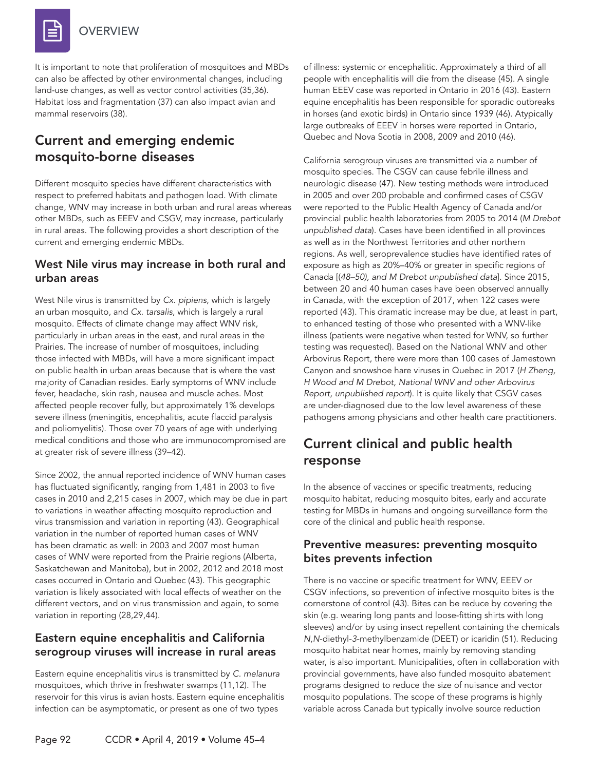It is important to note that proliferation of mosquitoes and MBDs can also be affected by other environmental changes, including land-use changes, as well as vector control activities (35,36). Habitat loss and fragmentation (37) can also impact avian and mammal reservoirs (38).

## Current and emerging endemic mosquito-borne diseases

Different mosquito species have different characteristics with respect to preferred habitats and pathogen load. With climate change, WNV may increase in both urban and rural areas whereas other MBDs, such as EEEV and CSGV, may increase, particularly in rural areas. The following provides a short description of the current and emerging endemic MBDs.

### West Nile virus may increase in both rural and urban areas

West Nile virus is transmitted by *Cx. pipiens*, which is largely an urban mosquito, and *Cx. tarsalis*, which is largely a rural mosquito. Effects of climate change may affect WNV risk, particularly in urban areas in the east, and rural areas in the Prairies. The increase of number of mosquitoes, including those infected with MBDs, will have a more significant impact on public health in urban areas because that is where the vast majority of Canadian resides. Early symptoms of WNV include fever, headache, skin rash, nausea and muscle aches. Most affected people recover fully, but approximately 1% develops severe illness (meningitis, encephalitis, acute flaccid paralysis and poliomyelitis). Those over 70 years of age with underlying medical conditions and those who are immunocompromised are at greater risk of severe illness (39–42).

Since 2002, the annual reported incidence of WNV human cases has fluctuated significantly, ranging from 1,481 in 2003 to five cases in 2010 and 2,215 cases in 2007, which may be due in part to variations in weather affecting mosquito reproduction and virus transmission and variation in reporting (43). Geographical variation in the number of reported human cases of WNV has been dramatic as well: in 2003 and 2007 most human cases of WNV were reported from the Prairie regions (Alberta, Saskatchewan and Manitoba), but in 2002, 2012 and 2018 most cases occurred in Ontario and Quebec (43). This geographic variation is likely associated with local effects of weather on the different vectors, and on virus transmission and again, to some variation in reporting (28,29,44).

### Eastern equine encephalitis and California serogroup viruses will increase in rural areas

Eastern equine encephalitis virus is transmitted by *C. melanura* mosquitoes, which thrive in freshwater swamps (11,12). The reservoir for this virus is avian hosts. Eastern equine encephalitis infection can be asymptomatic, or present as one of two types of illness: systemic or encephalitic. Approximately a third of all people with encephalitis will die from the disease (45). A single human EEEV case was reported in Ontario in 2016 (43). Eastern equine encephalitis has been responsible for sporadic outbreaks in horses (and exotic birds) in Ontario since 1939 (46). Atypically large outbreaks of EEEV in horses were reported in Ontario, Quebec and Nova Scotia in 2008, 2009 and 2010 (46).

California serogroup viruses are transmitted via a number of mosquito species. The CSGV can cause febrile illness and neurologic disease (47). New testing methods were introduced in 2005 and over 200 probable and confirmed cases of CSGV were reported to the Public Health Agency of Canada and/or provincial public health laboratories from 2005 to 2014 (*M Drebot unpublished data*). Cases have been identified in all provinces as well as in the Northwest Territories and other northern regions. As well, seroprevalence studies have identified rates of exposure as high as 20%–40% or greater in specific regions of Canada [(*48–50), and M Drebot unpublished data*]. Since 2015, between 20 and 40 human cases have been observed annually in Canada, with the exception of 2017, when 122 cases were reported (43). This dramatic increase may be due, at least in part, to enhanced testing of those who presented with a WNV-like illness (patients were negative when tested for WNV, so further testing was requested). Based on the National WNV and other Arbovirus Report, there were more than 100 cases of Jamestown Canyon and snowshoe hare viruses in Quebec in 2017 (*H Zheng, H Wood and M Drebot, National WNV and other Arbovirus Report, unpublished report*). It is quite likely that CSGV cases are under-diagnosed due to the low level awareness of these pathogens among physicians and other health care practitioners.

## Current clinical and public health response

In the absence of vaccines or specific treatments, reducing mosquito habitat, reducing mosquito bites, early and accurate testing for MBDs in humans and ongoing surveillance form the core of the clinical and public health response.

### Preventive measures: preventing mosquito bites prevents infection

There is no vaccine or specific treatment for WNV, EEEV or CSGV infections, so prevention of infective mosquito bites is the cornerstone of control (43). Bites can be reduce by covering the skin (e.g. wearing long pants and loose-fitting shirts with long sleeves) and/or by using insect repellent containing the chemicals *N,N*-diethyl-*3*-methylbenzamide (DEET) or icaridin (51). Reducing mosquito habitat near homes, mainly by removing standing water, is also important. Municipalities, often in collaboration with provincial governments, have also funded mosquito abatement programs designed to reduce the size of nuisance and vector mosquito populations. The scope of these programs is highly variable across Canada but typically involve source reduction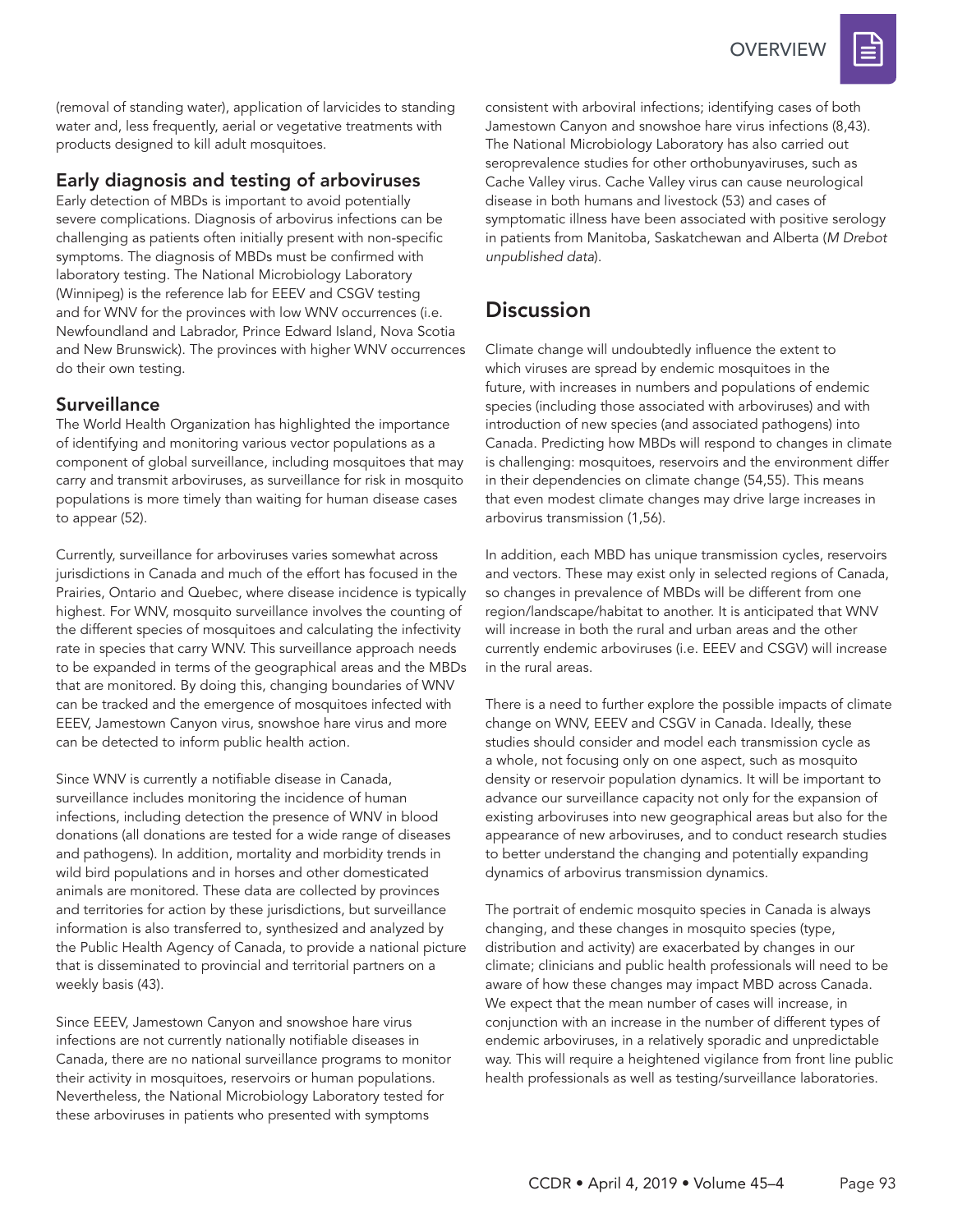(removal of standing water), application of larvicides to standing water and, less frequently, aerial or vegetative treatments with products designed to kill adult mosquitoes.

### Early diagnosis and testing of arboviruses

Early detection of MBDs is important to avoid potentially severe complications. Diagnosis of arbovirus infections can be challenging as patients often initially present with non-specific symptoms. The diagnosis of MBDs must be confirmed with laboratory testing. The National Microbiology Laboratory (Winnipeg) is the reference lab for EEEV and CSGV testing and for WNV for the provinces with low WNV occurrences (i.e. Newfoundland and Labrador, Prince Edward Island, Nova Scotia and New Brunswick). The provinces with higher WNV occurrences do their own testing.

### Surveillance

The World Health Organization has highlighted the importance of identifying and monitoring various vector populations as a component of global surveillance, including mosquitoes that may carry and transmit arboviruses, as surveillance for risk in mosquito populations is more timely than waiting for human disease cases to appear (52).

Currently, surveillance for arboviruses varies somewhat across jurisdictions in Canada and much of the effort has focused in the Prairies, Ontario and Quebec, where disease incidence is typically highest. For WNV, mosquito surveillance involves the counting of the different species of mosquitoes and calculating the infectivity rate in species that carry WNV. This surveillance approach needs to be expanded in terms of the geographical areas and the MBDs that are monitored. By doing this, changing boundaries of WNV can be tracked and the emergence of mosquitoes infected with EEEV, Jamestown Canyon virus, snowshoe hare virus and more can be detected to inform public health action.

Since WNV is currently a notifiable disease in Canada, surveillance includes monitoring the incidence of human infections, including detection the presence of WNV in blood donations (all donations are tested for a wide range of diseases and pathogens). In addition, mortality and morbidity trends in wild bird populations and in horses and other domesticated animals are monitored. These data are collected by provinces and territories for action by these jurisdictions, but surveillance information is also transferred to, synthesized and analyzed by the Public Health Agency of Canada, to provide a national picture that is disseminated to provincial and territorial partners on a weekly basis (43).

Since EEEV, Jamestown Canyon and snowshoe hare virus infections are not currently nationally notifiable diseases in Canada, there are no national surveillance programs to monitor their activity in mosquitoes, reservoirs or human populations. Nevertheless, the National Microbiology Laboratory tested for these arboviruses in patients who presented with symptoms consistent with arboviral infections; identifying cases of both Jamestown Canyon and snowshoe hare virus infections (8,43). The National Microbiology Laboratory has also carried out seroprevalence studies for other orthobunyaviruses, such as Cache Valley virus. Cache Valley virus can cause neurological disease in both humans and livestock (53) and cases of symptomatic illness have been associated with positive serology in patients from Manitoba, Saskatchewan and Alberta (*M Drebot unpublished data*).

## Discussion

Climate change will undoubtedly influence the extent to which viruses are spread by endemic mosquitoes in the future, with increases in numbers and populations of endemic species (including those associated with arboviruses) and with introduction of new species (and associated pathogens) into Canada. Predicting how MBDs will respond to changes in climate is challenging: mosquitoes, reservoirs and the environment differ in their dependencies on climate change (54,55). This means that even modest climate changes may drive large increases in arbovirus transmission (1,56).

In addition, each MBD has unique transmission cycles, reservoirs and vectors. These may exist only in selected regions of Canada, so changes in prevalence of MBDs will be different from one region/landscape/habitat to another. It is anticipated that WNV will increase in both the rural and urban areas and the other currently endemic arboviruses (i.e. EEEV and CSGV) will increase in the rural areas.

There is a need to further explore the possible impacts of climate change on WNV, EEEV and CSGV in Canada. Ideally, these studies should consider and model each transmission cycle as a whole, not focusing only on one aspect, such as mosquito density or reservoir population dynamics. It will be important to advance our surveillance capacity not only for the expansion of existing arboviruses into new geographical areas but also for the appearance of new arboviruses, and to conduct research studies to better understand the changing and potentially expanding dynamics of arbovirus transmission dynamics.

The portrait of endemic mosquito species in Canada is always changing, and these changes in mosquito species (type, distribution and activity) are exacerbated by changes in our climate; clinicians and public health professionals will need to be aware of how these changes may impact MBD across Canada. We expect that the mean number of cases will increase, in conjunction with an increase in the number of different types of endemic arboviruses, in a relatively sporadic and unpredictable way. This will require a heightened vigilance from front line public health professionals as well as testing/surveillance laboratories.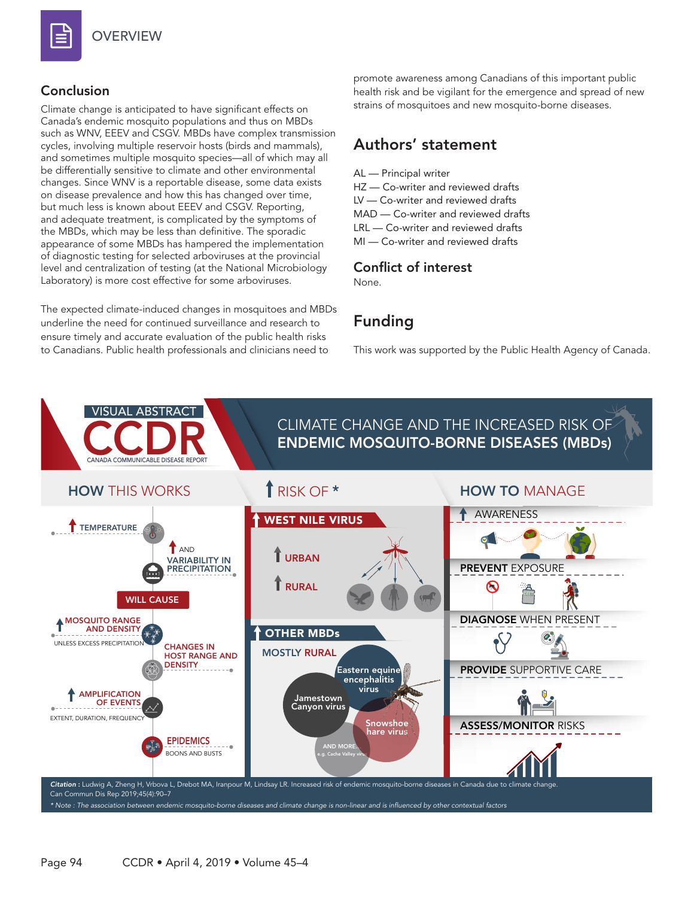## Conclusion

Climate change is anticipated to have significant effects on Canada's endemic mosquito populations and thus on MBDs such as WNV, EEEV and CSGV. MBDs have complex transmission cycles, involving multiple reservoir hosts (birds and mammals), and sometimes multiple mosquito species—all of which may all be differentially sensitive to climate and other environmental changes. Since WNV is a reportable disease, some data exists on disease prevalence and how this has changed over time, but much less is known about EEEV and CSGV. Reporting, and adequate treatment, is complicated by the symptoms of the MBDs, which may be less than definitive. The sporadic appearance of some MBDs has hampered the implementation of diagnostic testing for selected arboviruses at the provincial level and centralization of testing (at the National Microbiology Laboratory) is more cost effective for some arboviruses.

The expected climate-induced changes in mosquitoes and MBDs underline the need for continued surveillance and research to ensure timely and accurate evaluation of the public health risks to Canadians. Public health professionals and clinicians need to promote awareness among Canadians of this important public health risk and be vigilant for the emergence and spread of new strains of mosquitoes and new mosquito-borne diseases.

## Authors' statement

AL — Principal writer
HZ — Co-writer and reviewed drafts
LV — Co-writer and reviewed drafts
MAD — Co-writer and reviewed drafts
LRL — Co-writer and reviewed drafts
MI — Co-writer and reviewed drafts

## Conflict of interest

None.

## Funding

This work was supported by the Public Health Agency of Canada.

VISUAL ABSTRACT — CCDR CANADA COMMUNICABLE DISEASE REPORT

CLIMATE CHANGE AND THE INCREASED RISK OF ENDEMIC MOSQUITO-BORNE DISEASES (MBDs)

**HOW THIS WORKS**

- ↑ TEMPERATURE
- ↑ AND VARIABILITY IN PRECIPITATION
- WILL CAUSE
- ↑ MOSQUITO RANGE AND DENSITY (UNLESS EXCESS PRECIPITATION)
- CHANGES IN HOST RANGE AND DENSITY
- ↑ AMPLIFICATION OF EVENTS (EXTENT, DURATION, FREQUENCY)
- EPIDEMICS (BOONS AND BUSTS)

**↑ RISK OF ***

- WEST NILE VIRUS
  - ↑ URBAN
  - ↑ RURAL
- ↑ OTHER MBDs — MOSTLY RURAL
  - Eastern equine encephalitis virus
  - Jamestown Canyon virus
  - Snowshoe hare virus
  - AND MORE... e.g. Cache Valley virus

**HOW TO MANAGE**

- ↑ AWARENESS
- PREVENT EXPOSURE
- DIAGNOSE WHEN PRESENT
- PROVIDE SUPPORTIVE CARE
- ASSESS/MONITOR RISKS

*Citation :* Ludwig A, Zheng H, Vrbova L, Drebot MA, Iranpour M, Lindsay LR. Increased risk of endemic mosquito-borne diseases in Canada due to climate change. Can Commun Dis Rep 2019;45(4):90–7

*\* Note : The association between endemic mosquito-borne diseases and climate change is non-linear and is influenced by other contextual factors*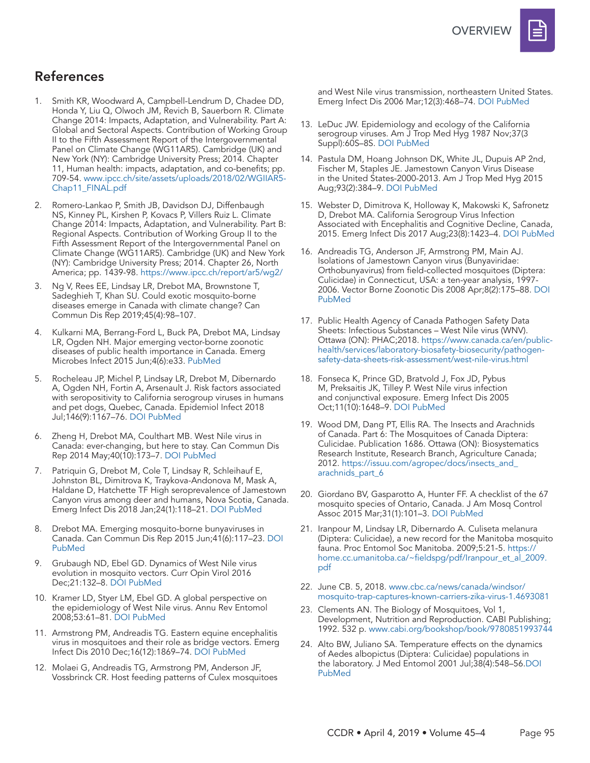## References

1. Smith KR, Woodward A, Campbell-Lendrum D, Chadee DD, Honda Y, Liu Q, Olwoch JM, Revich B, Sauerborn R. Climate Change 2014: Impacts, Adaptation, and Vulnerability. Part A: Global and Sectoral Aspects. Contribution of Working Group II to the Fifth Assessment Report of the Intergovernmental Panel on Climate Change (WG11AR5). Cambridge (UK) and New York (NY): Cambridge University Press; 2014. Chapter 11, Human health: impacts, adaptation, and co-benefits; pp. 709-54. www.ipcc.ch/site/assets/uploads/2018/02/WGIIAR5-Chap11_FINAL.pdf

2. Romero-Lankao P, Smith JB, Davidson DJ, Diffenbaugh NS, Kinney PL, Kirshen P, Kovacs P, Villers Ruiz L. Climate Change 2014: Impacts, Adaptation, and Vulnerability. Part B: Regional Aspects. Contribution of Working Group II to the Fifth Assessment Report of the Intergovernmental Panel on Climate Change (WG11AR5). Cambridge (UK) and New York (NY): Cambridge University Press; 2014. Chapter 26, North America; pp. 1439-98. https://www.ipcc.ch/report/ar5/wg2/

3. Ng V, Rees EE, Lindsay LR, Drebot MA, Brownstone T, Sadeghieh T, Khan SU. Could exotic mosquito-borne diseases emerge in Canada with climate change? Can Commun Dis Rep 2019;45(4):98–107.

4. Kulkarni MA, Berrang-Ford L, Buck PA, Drebot MA, Lindsay LR, Ogden NH. Major emerging vector-borne zoonotic diseases of public health importance in Canada. Emerg Microbes Infect 2015 Jun;4(6):e33. PubMed

5. Rocheleau JP, Michel P, Lindsay LR, Drebot M, Dibernardo A, Ogden NH, Fortin A, Arsenault J. Risk factors associated with seropositivity to California serogroup viruses in humans and pet dogs, Quebec, Canada. Epidemiol Infect 2018 Jul;146(9):1167–76. DOI PubMed

6. Zheng H, Drebot MA, Coulthart MB. West Nile virus in Canada: ever-changing, but here to stay. Can Commun Dis Rep 2014 May;40(10):173–7. DOI PubMed

7. Patriquin G, Drebot M, Cole T, Lindsay R, Schleihauf E, Johnston BL, Dimitrova K, Traykova-Andonova M, Mask A, Haldane D, Hatchette TF High seroprevalence of Jamestown Canyon virus among deer and humans, Nova Scotia, Canada. Emerg Infect Dis 2018 Jan;24(1):118–21. DOI PubMed

8. Drebot MA. Emerging mosquito-borne bunyaviruses in Canada. Can Commun Dis Rep 2015 Jun;41(6):117–23. DOI PubMed

9. Grubaugh ND, Ebel GD. Dynamics of West Nile virus evolution in mosquito vectors. Curr Opin Virol 2016 Dec;21:132–8. DOI PubMed

10. Kramer LD, Styer LM, Ebel GD. A global perspective on the epidemiology of West Nile virus. Annu Rev Entomol 2008;53:61–81. DOI PubMed

11. Armstrong PM, Andreadis TG. Eastern equine encephalitis virus in mosquitoes and their role as bridge vectors. Emerg Infect Dis 2010 Dec;16(12):1869–74. DOI PubMed

12. Molaei G, Andreadis TG, Armstrong PM, Anderson JF, Vossbrinck CR. Host feeding patterns of Culex mosquitoes and West Nile virus transmission, northeastern United States. Emerg Infect Dis 2006 Mar;12(3):468–74. DOI PubMed

13. LeDuc JW. Epidemiology and ecology of the California serogroup viruses. Am J Trop Med Hyg 1987 Nov;37(3 Suppl):60S–8S. DOI PubMed

14. Pastula DM, Hoang Johnson DK, White JL, Dupuis AP 2nd, Fischer M, Staples JE. Jamestown Canyon Virus Disease in the United States-2000-2013. Am J Trop Med Hyg 2015 Aug;93(2):384–9. DOI PubMed

15. Webster D, Dimitrova K, Holloway K, Makowski K, Safronetz D, Drebot MA. California Serogroup Virus Infection Associated with Encephalitis and Cognitive Decline, Canada, 2015. Emerg Infect Dis 2017 Aug;23(8):1423–4. DOI PubMed

16. Andreadis TG, Anderson JF, Armstrong PM, Main AJ. Isolations of Jamestown Canyon virus (Bunyaviridae: Orthobunyavirus) from field-collected mosquitoes (Diptera: Culicidae) in Connecticut, USA: a ten-year analysis, 1997-2006. Vector Borne Zoonotic Dis 2008 Apr;8(2):175–88. DOI PubMed

17. Public Health Agency of Canada Pathogen Safety Data Sheets: Infectious Substances – West Nile virus (WNV). Ottawa (ON): PHAC;2018. https://www.canada.ca/en/public-health/services/laboratory-biosafety-biosecurity/pathogen-safety-data-sheets-risk-assessment/west-nile-virus.html

18. Fonseca K, Prince GD, Bratvold J, Fox JD, Pybus M, Preksaitis JK, Tilley P. West Nile virus infection and conjunctival exposure. Emerg Infect Dis 2005 Oct;11(10):1648–9. DOI PubMed

19. Wood DM, Dang PT, Ellis RA. The Insects and Arachnids of Canada. Part 6: The Mosquitoes of Canada Diptera: Culicidae. Publication 1686. Ottawa (ON): Biosystematics Research Institute, Research Branch, Agriculture Canada; 2012. https://issuu.com/agropec/docs/insects_and_arachnids_part_6

20. Giordano BV, Gasparotto A, Hunter FF. A checklist of the 67 mosquito species of Ontario, Canada. J Am Mosq Control Assoc 2015 Mar;31(1):101–3. DOI PubMed

21. Iranpour M, Lindsay LR, Dibernardo A. Culiseta melanura (Diptera: Culicidae), a new record for the Manitoba mosquito fauna. Proc Entomol Soc Manitoba. 2009;5:21-5. https://home.cc.umanitoba.ca/~fieldspg/pdf/Iranpour_et_al_2009.pdf

22. June CB. 5, 2018. www.cbc.ca/news/canada/windsor/mosquito-trap-captures-known-carriers-zika-virus-1.4693081

23. Clements AN. The Biology of Mosquitoes, Vol 1, Development, Nutrition and Reproduction. CABI Publishing; 1992. 532 p. www.cabi.org/bookshop/book/9780851993744

24. Alto BW, Juliano SA. Temperature effects on the dynamics of Aedes albopictus (Diptera: Culicidae) populations in the laboratory. J Med Entomol 2001 Jul;38(4):548–56.DOI PubMed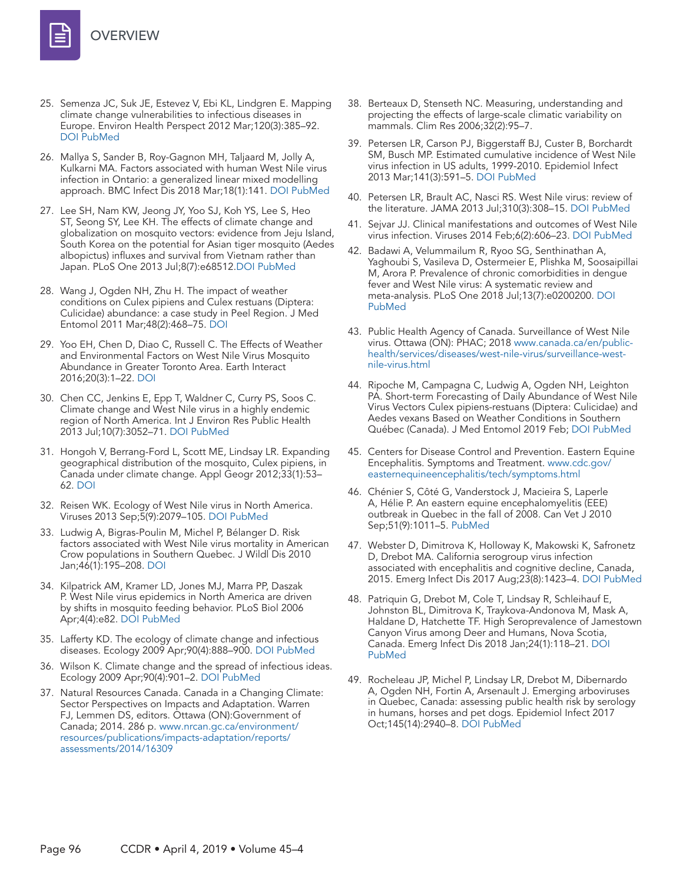25. Semenza JC, Suk JE, Estevez V, Ebi KL, Lindgren E. Mapping climate change vulnerabilities to infectious diseases in Europe. Environ Health Perspect 2012 Mar;120(3):385–92. DOI PubMed

26. Mallya S, Sander B, Roy-Gagnon MH, Taljaard M, Jolly A, Kulkarni MA. Factors associated with human West Nile virus infection in Ontario: a generalized linear mixed modelling approach. BMC Infect Dis 2018 Mar;18(1):141. DOI PubMed

27. Lee SH, Nam KW, Jeong JY, Yoo SJ, Koh YS, Lee S, Heo ST, Seong SY, Lee KH. The effects of climate change and globalization on mosquito vectors: evidence from Jeju Island, South Korea on the potential for Asian tiger mosquito (Aedes albopictus) influxes and survival from Vietnam rather than Japan. PLoS One 2013 Jul;8(7):e68512.DOI PubMed

28. Wang J, Ogden NH, Zhu H. The impact of weather conditions on Culex pipiens and Culex restuans (Diptera: Culicidae) abundance: a case study in Peel Region. J Med Entomol 2011 Mar;48(2):468–75. DOI

29. Yoo EH, Chen D, Diao C, Russell C. The Effects of Weather and Environmental Factors on West Nile Virus Mosquito Abundance in Greater Toronto Area. Earth Interact 2016;20(3):1–22. DOI

30. Chen CC, Jenkins E, Epp T, Waldner C, Curry PS, Soos C. Climate change and West Nile virus in a highly endemic region of North America. Int J Environ Res Public Health 2013 Jul;10(7):3052–71. DOI PubMed

31. Hongoh V, Berrang-Ford L, Scott ME, Lindsay LR. Expanding geographical distribution of the mosquito, Culex pipiens, in Canada under climate change. Appl Geogr 2012;33(1):53–62. DOI

32. Reisen WK. Ecology of West Nile virus in North America. Viruses 2013 Sep;5(9):2079–105. DOI PubMed

33. Ludwig A, Bigras-Poulin M, Michel P, Bélanger D. Risk factors associated with West Nile virus mortality in American Crow populations in Southern Quebec. J Wildl Dis 2010 Jan;46(1):195–208. DOI

34. Kilpatrick AM, Kramer LD, Jones MJ, Marra PP, Daszak P. West Nile virus epidemics in North America are driven by shifts in mosquito feeding behavior. PLoS Biol 2006 Apr;4(4):e82. DOI PubMed

35. Lafferty KD. The ecology of climate change and infectious diseases. Ecology 2009 Apr;90(4):888–900. DOI PubMed

36. Wilson K. Climate change and the spread of infectious ideas. Ecology 2009 Apr;90(4):901–2. DOI PubMed

37. Natural Resources Canada. Canada in a Changing Climate: Sector Perspectives on Impacts and Adaptation. Warren FJ, Lemmen DS, editors. Ottawa (ON):Government of Canada; 2014. 286 p. www.nrcan.gc.ca/environment/resources/publications/impacts-adaptation/reports/assessments/2014/16309

38. Berteaux D, Stenseth NC. Measuring, understanding and projecting the effects of large-scale climatic variability on mammals. Clim Res 2006;32(2):95–7.

39. Petersen LR, Carson PJ, Biggerstaff BJ, Custer B, Borchardt SM, Busch MP. Estimated cumulative incidence of West Nile virus infection in US adults, 1999-2010. Epidemiol Infect 2013 Mar;141(3):591–5. DOI PubMed

40. Petersen LR, Brault AC, Nasci RS. West Nile virus: review of the literature. JAMA 2013 Jul;310(3):308–15. DOI PubMed

41. Sejvar JJ. Clinical manifestations and outcomes of West Nile virus infection. Viruses 2014 Feb;6(2):606–23. DOI PubMed

42. Badawi A, Velummailum R, Ryoo SG, Senthinathan A, Yaghoubi S, Vasileva D, Ostermeier E, Plishka M, Soosaipillai M, Arora P. Prevalence of chronic comorbidities in dengue fever and West Nile virus: A systematic review and meta-analysis. PLoS One 2018 Jul;13(7):e0200200. DOI PubMed

43. Public Health Agency of Canada. Surveillance of West Nile virus. Ottawa (ON): PHAC; 2018 www.canada.ca/en/public-health/services/diseases/west-nile-virus/surveillance-west-nile-virus.html

44. Ripoche M, Campagna C, Ludwig A, Ogden NH, Leighton PA. Short-term Forecasting of Daily Abundance of West Nile Virus Vectors Culex pipiens-restuans (Diptera: Culicidae) and Aedes vexans Based on Weather Conditions in Southern Québec (Canada). J Med Entomol 2019 Feb; DOI PubMed

45. Centers for Disease Control and Prevention. Eastern Equine Encephalitis. Symptoms and Treatment. www.cdc.gov/easternequineencephalitis/tech/symptoms.html

46. Chénier S, Côté G, Vanderstock J, Macieira S, Laperle A, Hélie P. An eastern equine encephalomyelitis (EEE) outbreak in Quebec in the fall of 2008. Can Vet J 2010 Sep;51(9):1011–5. PubMed

47. Webster D, Dimitrova K, Holloway K, Makowski K, Safronetz D, Drebot MA. California serogroup virus infection associated with encephalitis and cognitive decline, Canada, 2015. Emerg Infect Dis 2017 Aug;23(8):1423–4. DOI PubMed

48. Patriquin G, Drebot M, Cole T, Lindsay R, Schleihauf E, Johnston BL, Dimitrova K, Traykova-Andonova M, Mask A, Haldane D, Hatchette TF. High Seroprevalence of Jamestown Canyon Virus among Deer and Humans, Nova Scotia, Canada. Emerg Infect Dis 2018 Jan;24(1):118–21. DOI PubMed

49. Rocheleau JP, Michel P, Lindsay LR, Drebot M, Dibernardo A, Ogden NH, Fortin A, Arsenault J. Emerging arboviruses in Quebec, Canada: assessing public health risk by serology in humans, horses and pet dogs. Epidemiol Infect 2017 Oct;145(14):2940–8. DOI PubMed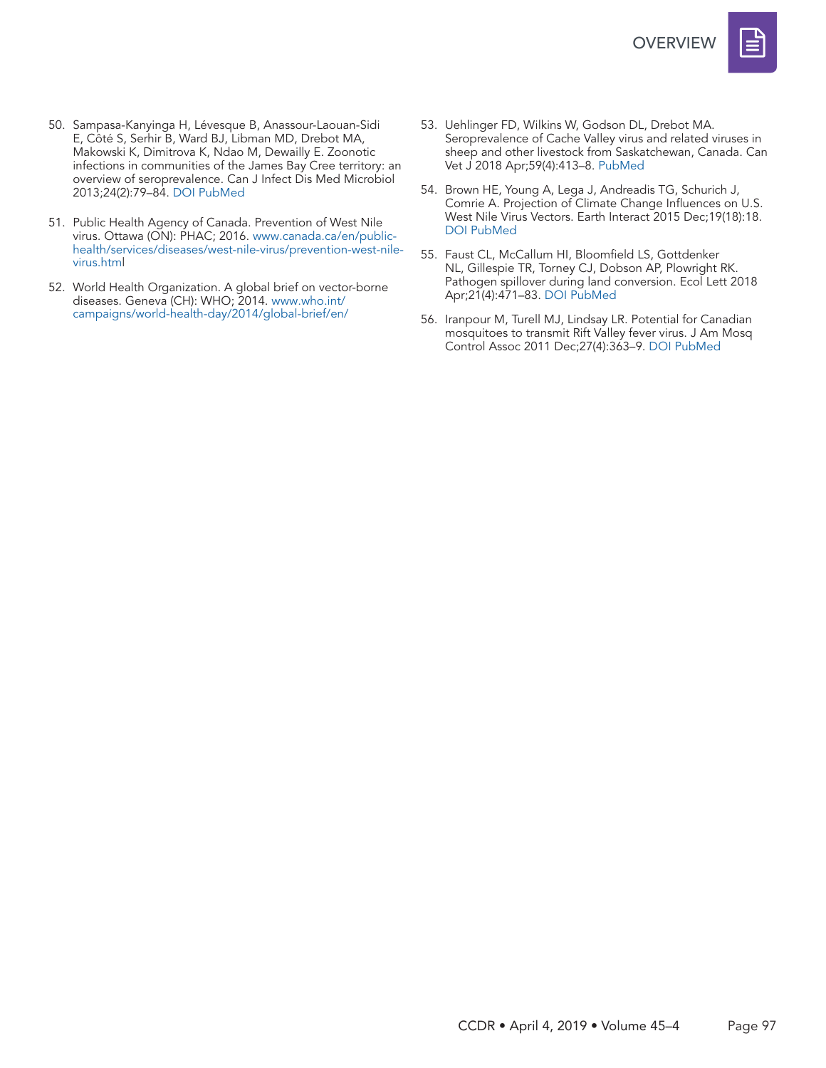50. Sampasa-Kanyinga H, Lévesque B, Anassour-Laouan-Sidi E, Côté S, Serhir B, Ward BJ, Libman MD, Drebot MA, Makowski K, Dimitrova K, Ndao M, Dewailly E. Zoonotic infections in communities of the James Bay Cree territory: an overview of seroprevalence. Can J Infect Dis Med Microbiol 2013;24(2):79–84. DOI PubMed

51. Public Health Agency of Canada. Prevention of West Nile virus. Ottawa (ON): PHAC; 2016. www.canada.ca/en/public-health/services/diseases/west-nile-virus/prevention-west-nile-virus.html

52. World Health Organization. A global brief on vector-borne diseases. Geneva (CH): WHO; 2014. www.who.int/campaigns/world-health-day/2014/global-brief/en/

53. Uehlinger FD, Wilkins W, Godson DL, Drebot MA. Seroprevalence of Cache Valley virus and related viruses in sheep and other livestock from Saskatchewan, Canada. Can Vet J 2018 Apr;59(4):413–8. PubMed

54. Brown HE, Young A, Lega J, Andreadis TG, Schurich J, Comrie A. Projection of Climate Change Influences on U.S. West Nile Virus Vectors. Earth Interact 2015 Dec;19(18):18. DOI PubMed

55. Faust CL, McCallum HI, Bloomfield LS, Gottdenker NL, Gillespie TR, Torney CJ, Dobson AP, Plowright RK. Pathogen spillover during land conversion. Ecol Lett 2018 Apr;21(4):471–83. DOI PubMed

56. Iranpour M, Turell MJ, Lindsay LR. Potential for Canadian mosquitoes to transmit Rift Valley fever virus. J Am Mosq Control Assoc 2011 Dec;27(4):363–9. DOI PubMed